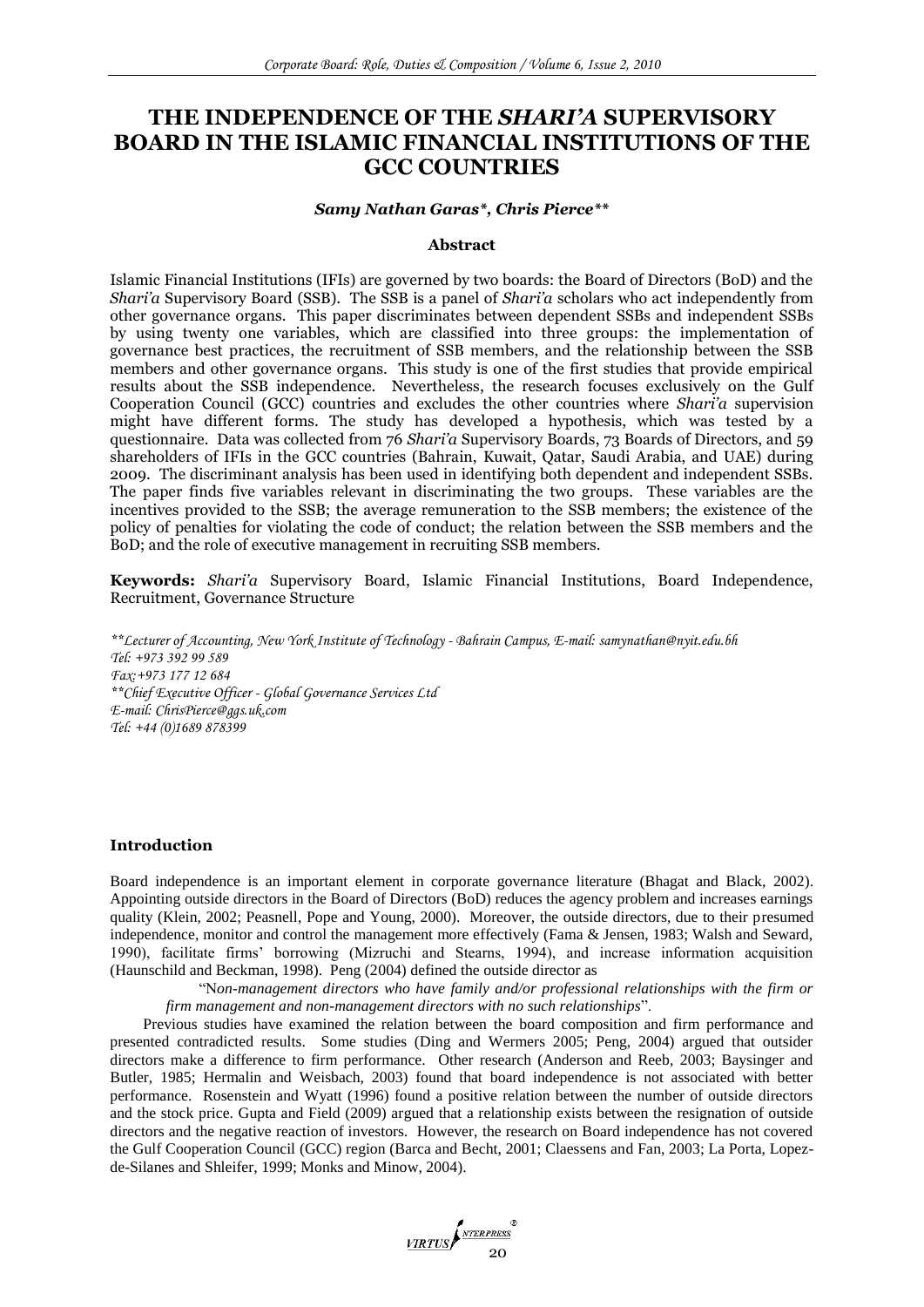# THE INDEPENDENCE OF THE *SHARI'A* SUPERVISORY BOARD IN THE ISLAMIC FINANCIAL INSTITUTIONS OF THE GCC COUNTRIES

***Samy Nathan Garas\*, Chris Pierce\*\****

### Abstract

Islamic Financial Institutions (IFIs) are governed by two boards: the Board of Directors (BoD) and the *Shari'a* Supervisory Board (SSB). The SSB is a panel of *Shari'a* scholars who act independently from other governance organs. This paper discriminates between dependent SSBs and independent SSBs by using twenty one variables, which are classified into three groups: the implementation of governance best practices, the recruitment of SSB members, and the relationship between the SSB members and other governance organs. This study is one of the first studies that provide empirical results about the SSB independence. Nevertheless, the research focuses exclusively on the Gulf Cooperation Council (GCC) countries and excludes the other countries where *Shari'a* supervision might have different forms. The study has developed a hypothesis, which was tested by a questionnaire. Data was collected from 76 *Shari'a* Supervisory Boards, 73 Boards of Directors, and 59 shareholders of IFIs in the GCC countries (Bahrain, Kuwait, Qatar, Saudi Arabia, and UAE) during 2009. The discriminant analysis has been used in identifying both dependent and independent SSBs. The paper finds five variables relevant in discriminating the two groups. These variables are the incentives provided to the SSB; the average remuneration to the SSB members; the existence of the policy of penalties for violating the code of conduct; the relation between the SSB members and the BoD; and the role of executive management in recruiting SSB members.

**Keywords:** *Shari'a* Supervisory Board, Islamic Financial Institutions, Board Independence, Recruitment, Governance Structure

*\*\*Lecturer of Accounting, New York Institute of Technology - Bahrain Campus, E-mail: samynathan@nyit.edu.bh*
*Tel: +973 392 99 589*
*Fax:+973 177 12 684*
*\*\*Chief Executive Officer - Global Governance Services Ltd*
*E-mail: ChrisPierce@ggs.uk.com*
*Tel: +44 (0)1689 878399*

### Introduction

Board independence is an important element in corporate governance literature (Bhagat and Black, 2002). Appointing outside directors in the Board of Directors (BoD) reduces the agency problem and increases earnings quality (Klein, 2002; Peasnell, Pope and Young, 2000). Moreover, the outside directors, due to their presumed independence, monitor and control the management more effectively (Fama & Jensen, 1983; Walsh and Seward, 1990), facilitate firms' borrowing (Mizruchi and Stearns, 1994), and increase information acquisition (Haunschild and Beckman, 1998). Peng (2004) defined the outside director as

> "N*on-management directors who have family and/or professional relationships with the firm or firm management and non-management directors with no such relationships*".

Previous studies have examined the relation between the board composition and firm performance and presented contradicted results. Some studies (Ding and Wermers 2005; Peng, 2004) argued that outsider directors make a difference to firm performance. Other research (Anderson and Reeb, 2003; Baysinger and Butler, 1985; Hermalin and Weisbach, 2003) found that board independence is not associated with better performance. Rosenstein and Wyatt (1996) found a positive relation between the number of outside directors and the stock price. Gupta and Field (2009) argued that a relationship exists between the resignation of outside directors and the negative reaction of investors. However, the research on Board independence has not covered the Gulf Cooperation Council (GCC) region (Barca and Becht, 2001; Claessens and Fan, 2003; La Porta, Lopez-de-Silanes and Shleifer, 1999; Monks and Minow, 2004).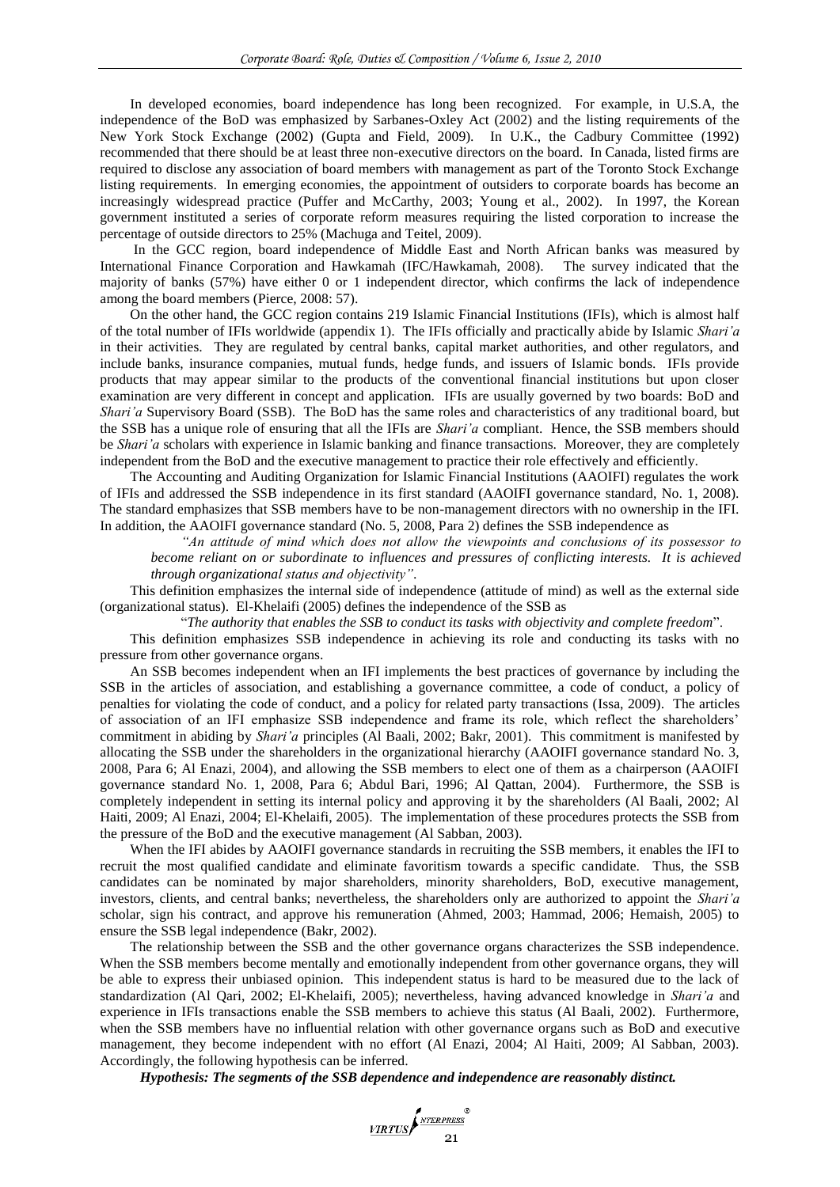In developed economies, board independence has long been recognized. For example, in U.S.A, the independence of the BoD was emphasized by Sarbanes-Oxley Act (2002) and the listing requirements of the New York Stock Exchange (2002) (Gupta and Field, 2009). In U.K., the Cadbury Committee (1992) recommended that there should be at least three non-executive directors on the board. In Canada, listed firms are required to disclose any association of board members with management as part of the Toronto Stock Exchange listing requirements. In emerging economies, the appointment of outsiders to corporate boards has become an increasingly widespread practice (Puffer and McCarthy, 2003; Young et al., 2002). In 1997, the Korean government instituted a series of corporate reform measures requiring the listed corporation to increase the percentage of outside directors to 25% (Machuga and Teitel, 2009).

In the GCC region, board independence of Middle East and North African banks was measured by International Finance Corporation and Hawkamah (IFC/Hawkamah, 2008). The survey indicated that the majority of banks (57%) have either 0 or 1 independent director, which confirms the lack of independence among the board members (Pierce, 2008: 57).

On the other hand, the GCC region contains 219 Islamic Financial Institutions (IFIs), which is almost half of the total number of IFIs worldwide (appendix 1). The IFIs officially and practically abide by Islamic *Shari'a* in their activities. They are regulated by central banks, capital market authorities, and other regulators, and include banks, insurance companies, mutual funds, hedge funds, and issuers of Islamic bonds. IFIs provide products that may appear similar to the products of the conventional financial institutions but upon closer examination are very different in concept and application. IFIs are usually governed by two boards: BoD and *Shari'a* Supervisory Board (SSB). The BoD has the same roles and characteristics of any traditional board, but the SSB has a unique role of ensuring that all the IFIs are *Shari'a* compliant. Hence, the SSB members should be *Shari'a* scholars with experience in Islamic banking and finance transactions. Moreover, they are completely independent from the BoD and the executive management to practice their role effectively and efficiently.

The Accounting and Auditing Organization for Islamic Financial Institutions (AAOIFI) regulates the work of IFIs and addressed the SSB independence in its first standard (AAOIFI governance standard, No. 1, 2008). The standard emphasizes that SSB members have to be non-management directors with no ownership in the IFI. In addition, the AAOIFI governance standard (No. 5, 2008, Para 2) defines the SSB independence as

> *"An attitude of mind which does not allow the viewpoints and conclusions of its possessor to become reliant on or subordinate to influences and pressures of conflicting interests. It is achieved through organizational status and objectivity".*

This definition emphasizes the internal side of independence (attitude of mind) as well as the external side (organizational status). El-Khelaifi (2005) defines the independence of the SSB as

> "*The authority that enables the SSB to conduct its tasks with objectivity and complete freedom*".

This definition emphasizes SSB independence in achieving its role and conducting its tasks with no pressure from other governance organs.

An SSB becomes independent when an IFI implements the best practices of governance by including the SSB in the articles of association, and establishing a governance committee, a code of conduct, a policy of penalties for violating the code of conduct, and a policy for related party transactions (Issa, 2009). The articles of association of an IFI emphasize SSB independence and frame its role, which reflect the shareholders' commitment in abiding by *Shari'a* principles (Al Baali, 2002; Bakr, 2001). This commitment is manifested by allocating the SSB under the shareholders in the organizational hierarchy (AAOIFI governance standard No. 3, 2008, Para 6; Al Enazi, 2004), and allowing the SSB members to elect one of them as a chairperson (AAOIFI governance standard No. 1, 2008, Para 6; Abdul Bari, 1996; Al Qattan, 2004). Furthermore, the SSB is completely independent in setting its internal policy and approving it by the shareholders (Al Baali, 2002; Al Haiti, 2009; Al Enazi, 2004; El-Khelaifi, 2005). The implementation of these procedures protects the SSB from the pressure of the BoD and the executive management (Al Sabban, 2003).

When the IFI abides by AAOIFI governance standards in recruiting the SSB members, it enables the IFI to recruit the most qualified candidate and eliminate favoritism towards a specific candidate. Thus, the SSB candidates can be nominated by major shareholders, minority shareholders, BoD, executive management, investors, clients, and central banks; nevertheless, the shareholders only are authorized to appoint the *Shari'a* scholar, sign his contract, and approve his remuneration (Ahmed, 2003; Hammad, 2006; Hemaish, 2005) to ensure the SSB legal independence (Bakr, 2002).

The relationship between the SSB and the other governance organs characterizes the SSB independence. When the SSB members become mentally and emotionally independent from other governance organs, they will be able to express their unbiased opinion. This independent status is hard to be measured due to the lack of standardization (Al Qari, 2002; El-Khelaifi, 2005); nevertheless, having advanced knowledge in *Shari'a* and experience in IFIs transactions enable the SSB members to achieve this status (Al Baali, 2002). Furthermore, when the SSB members have no influential relation with other governance organs such as BoD and executive management, they become independent with no effort (Al Enazi, 2004; Al Haiti, 2009; Al Sabban, 2003). Accordingly, the following hypothesis can be inferred.

***Hypothesis: The segments of the SSB dependence and independence are reasonably distinct.***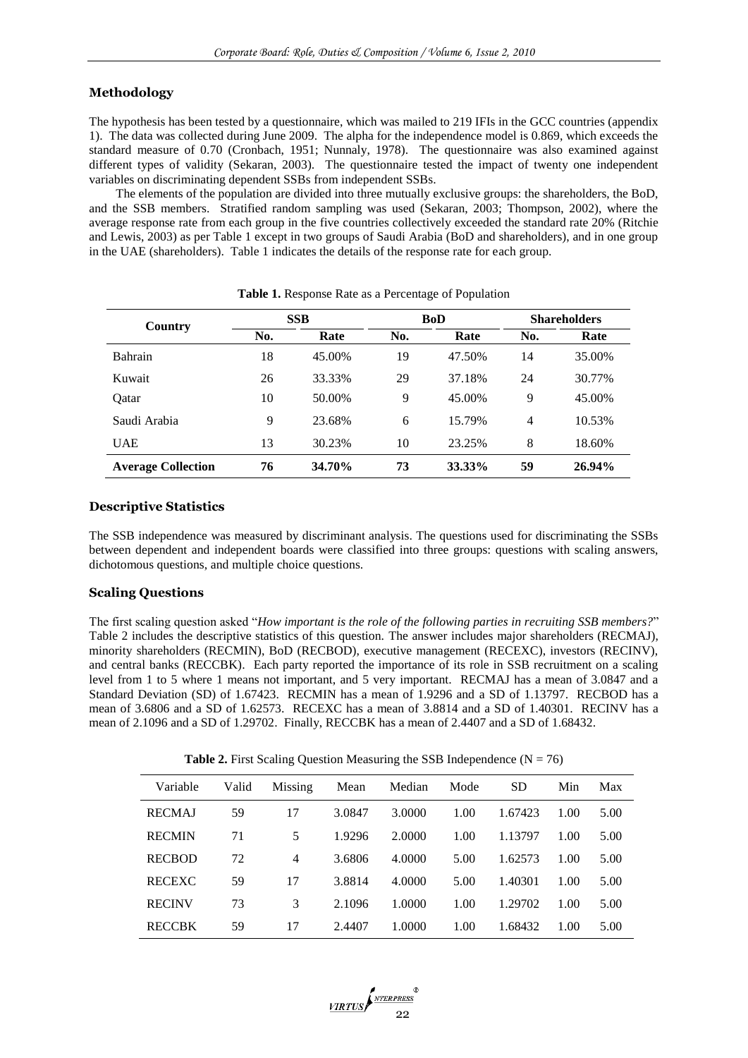## Methodology

The hypothesis has been tested by a questionnaire, which was mailed to 219 IFIs in the GCC countries (appendix 1). The data was collected during June 2009. The alpha for the independence model is 0.869, which exceeds the standard measure of 0.70 (Cronbach, 1951; Nunnaly, 1978). The questionnaire was also examined against different types of validity (Sekaran, 2003). The questionnaire tested the impact of twenty one independent variables on discriminating dependent SSBs from independent SSBs.

The elements of the population are divided into three mutually exclusive groups: the shareholders, the BoD, and the SSB members. Stratified random sampling was used (Sekaran, 2003; Thompson, 2002), where the average response rate from each group in the five countries collectively exceeded the standard rate 20% (Ritchie and Lewis, 2003) as per Table 1 except in two groups of Saudi Arabia (BoD and shareholders), and in one group in the UAE (shareholders). Table 1 indicates the details of the response rate for each group.

**Table 1.** Response Rate as a Percentage of Population

| Country | SSB | | BoD | | Shareholders | |
|---|---|---|---|---|---|---|
| | No. | Rate | No. | Rate | No. | Rate |
| Bahrain | 18 | 45.00% | 19 | 47.50% | 14 | 35.00% |
| Kuwait | 26 | 33.33% | 29 | 37.18% | 24 | 30.77% |
| Qatar | 10 | 50.00% | 9 | 45.00% | 9 | 45.00% |
| Saudi Arabia | 9 | 23.68% | 6 | 15.79% | 4 | 10.53% |
| UAE | 13 | 30.23% | 10 | 23.25% | 8 | 18.60% |
| **Average Collection** | **76** | **34.70%** | **73** | **33.33%** | **59** | **26.94%** |

## Descriptive Statistics

The SSB independence was measured by discriminant analysis. The questions used for discriminating the SSBs between dependent and independent boards were classified into three groups: questions with scaling answers, dichotomous questions, and multiple choice questions.

## Scaling Questions

The first scaling question asked "*How important is the role of the following parties in recruiting SSB members?*" Table 2 includes the descriptive statistics of this question. The answer includes major shareholders (RECMAJ), minority shareholders (RECMIN), BoD (RECBOD), executive management (RECEXC), investors (RECINV), and central banks (RECCBK). Each party reported the importance of its role in SSB recruitment on a scaling level from 1 to 5 where 1 means not important, and 5 very important. RECMAJ has a mean of 3.0847 and a Standard Deviation (SD) of 1.67423. RECMIN has a mean of 1.9296 and a SD of 1.13797. RECBOD has a mean of 3.6806 and a SD of 1.62573. RECEXC has a mean of 3.8814 and a SD of 1.40301. RECINV has a mean of 2.1096 and a SD of 1.29702. Finally, RECCBK has a mean of 2.4407 and a SD of 1.68432.

**Table 2.** First Scaling Question Measuring the SSB Independence (N = 76)

| Variable | Valid | Missing | Mean | Median | Mode | SD | Min | Max |
|---|---|---|---|---|---|---|---|---|
| RECMAJ | 59 | 17 | 3.0847 | 3.0000 | 1.00 | 1.67423 | 1.00 | 5.00 |
| RECMIN | 71 | 5 | 1.9296 | 2.0000 | 1.00 | 1.13797 | 1.00 | 5.00 |
| RECBOD | 72 | 4 | 3.6806 | 4.0000 | 5.00 | 1.62573 | 1.00 | 5.00 |
| RECEXC | 59 | 17 | 3.8814 | 4.0000 | 5.00 | 1.40301 | 1.00 | 5.00 |
| RECINV | 73 | 3 | 2.1096 | 1.0000 | 1.00 | 1.29702 | 1.00 | 5.00 |
| RECCBK | 59 | 17 | 2.4407 | 1.0000 | 1.00 | 1.68432 | 1.00 | 5.00 |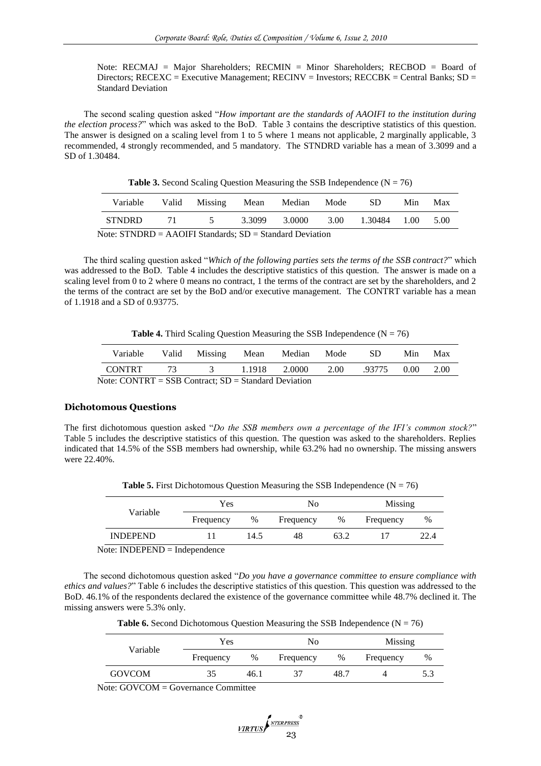Note: RECMAJ = Major Shareholders; RECMIN = Minor Shareholders; RECBOD = Board of Directors; RECEXC = Executive Management; RECINV = Investors; RECCBK = Central Banks; SD = Standard Deviation

The second scaling question asked "*How important are the standards of AAOIFI to the institution during the election process?*" which was asked to the BoD. Table 3 contains the descriptive statistics of this question. The answer is designed on a scaling level from 1 to 5 where 1 means not applicable, 2 marginally applicable, 3 recommended, 4 strongly recommended, and 5 mandatory. The STNDRD variable has a mean of 3.3099 and a SD of 1.30484.

**Table 3.** Second Scaling Question Measuring the SSB Independence (N = 76)

| Variable | Valid | Missing | Mean | Median | Mode | SD | Min | Max |
|---|---|---|---|---|---|---|---|---|
| STNDRD | 71 | 5 | 3.3099 | 3.0000 | 3.00 | 1.30484 | 1.00 | 5.00 |

Note: STNDRD = AAOIFI Standards; SD = Standard Deviation

The third scaling question asked "*Which of the following parties sets the terms of the SSB contract?*" which was addressed to the BoD. Table 4 includes the descriptive statistics of this question. The answer is made on a scaling level from 0 to 2 where 0 means no contract, 1 the terms of the contract are set by the shareholders, and 2 the terms of the contract are set by the BoD and/or executive management. The CONTRT variable has a mean of 1.1918 and a SD of 0.93775.

**Table 4.** Third Scaling Question Measuring the SSB Independence (N = 76)

| Variable | Valid | Missing | Mean | Median | Mode | SD | Min | Max |
|---|---|---|---|---|---|---|---|---|
| CONTRT | 73 | 3 | 1.1918 | 2.0000 | 2.00 | .93775 | 0.00 | 2.00 |

Note: CONTRT = SSB Contract; SD = Standard Deviation

### Dichotomous Questions

The first dichotomous question asked "*Do the SSB members own a percentage of the IFI's common stock?*" Table 5 includes the descriptive statistics of this question. The question was asked to the shareholders. Replies indicated that 14.5% of the SSB members had ownership, while 63.2% had no ownership. The missing answers were 22.40%.

**Table 5.** First Dichotomous Question Measuring the SSB Independence (N = 76)

| Variable | Yes | | No | | Missing | |
|---|---|---|---|---|---|---|
| | Frequency | % | Frequency | % | Frequency | % |
| INDEPEND | 11 | 14.5 | 48 | 63.2 | 17 | 22.4 |

Note: INDEPEND = Independence

The second dichotomous question asked "*Do you have a governance committee to ensure compliance with ethics and values?*" Table 6 includes the descriptive statistics of this question. This question was addressed to the BoD. 46.1% of the respondents declared the existence of the governance committee while 48.7% declined it. The missing answers were 5.3% only.

**Table 6.** Second Dichotomous Question Measuring the SSB Independence (N = 76)

| Variable | Yes | | No | | Missing | |
|---|---|---|---|---|---|---|
| | Frequency | % | Frequency | % | Frequency | % |
| GOVCOM | 35 | 46.1 | 37 | 48.7 | 4 | 5.3 |

Note: GOVCOM = Governance Committee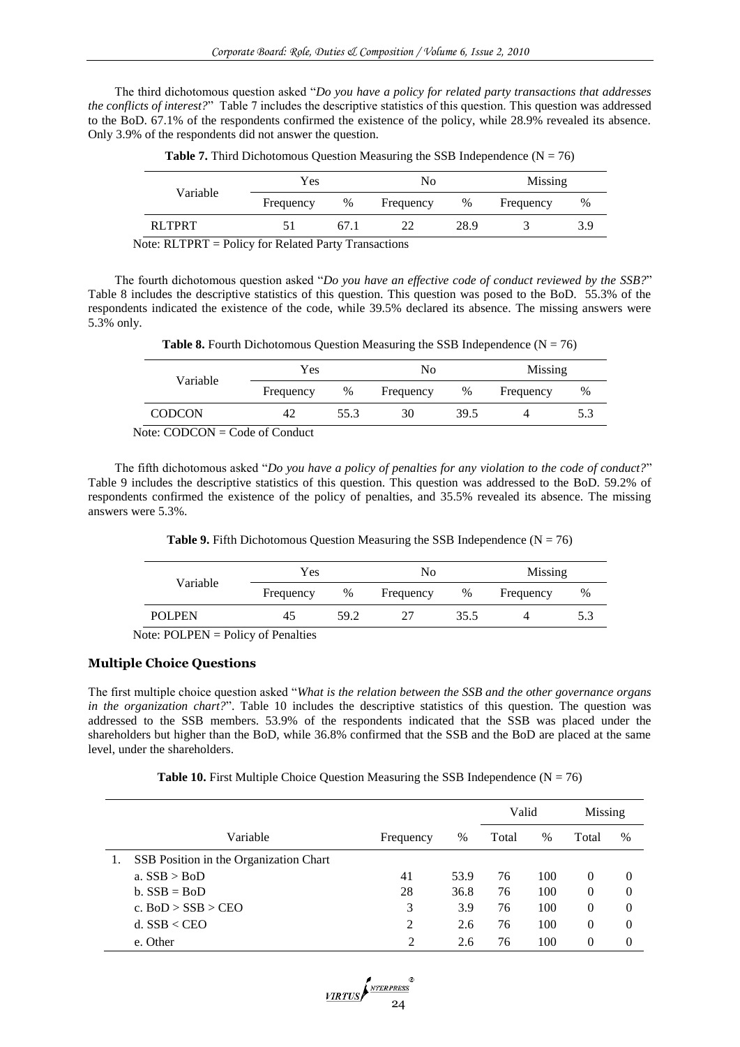The third dichotomous question asked "*Do you have a policy for related party transactions that addresses the conflicts of interest?*" Table 7 includes the descriptive statistics of this question. This question was addressed to the BoD. 67.1% of the respondents confirmed the existence of the policy, while 28.9% revealed its absence. Only 3.9% of the respondents did not answer the question.

**Table 7.** Third Dichotomous Question Measuring the SSB Independence (N = 76)

| Variable | Yes | | No | | Missing | |
|---|---|---|---|---|---|---|
| | Frequency | % | Frequency | % | Frequency | % |
| RLTPRT | 51 | 67.1 | 22 | 28.9 | 3 | 3.9 |

Note: RLTPRT = Policy for Related Party Transactions

The fourth dichotomous question asked "*Do you have an effective code of conduct reviewed by the SSB?*" Table 8 includes the descriptive statistics of this question. This question was posed to the BoD. 55.3% of the respondents indicated the existence of the code, while 39.5% declared its absence. The missing answers were 5.3% only.

**Table 8.** Fourth Dichotomous Question Measuring the SSB Independence (N = 76)

| Variable | Yes | | No | | Missing | |
|---|---|---|---|---|---|---|
| | Frequency | % | Frequency | % | Frequency | % |
| CODCON | 42 | 55.3 | 30 | 39.5 | 4 | 5.3 |

Note: CODCON = Code of Conduct

The fifth dichotomous asked "*Do you have a policy of penalties for any violation to the code of conduct?*" Table 9 includes the descriptive statistics of this question. This question was addressed to the BoD. 59.2% of respondents confirmed the existence of the policy of penalties, and 35.5% revealed its absence. The missing answers were 5.3%.

**Table 9.** Fifth Dichotomous Question Measuring the SSB Independence (N = 76)

| Variable | Yes | | No | | Missing | |
|---|---|---|---|---|---|---|
| | Frequency | % | Frequency | % | Frequency | % |
| POLPEN | 45 | 59.2 | 27 | 35.5 | 4 | 5.3 |

Note: POLPEN = Policy of Penalties

### Multiple Choice Questions

The first multiple choice question asked "*What is the relation between the SSB and the other governance organs in the organization chart?*". Table 10 includes the descriptive statistics of this question. The question was addressed to the SSB members. 53.9% of the respondents indicated that the SSB was placed under the shareholders but higher than the BoD, while 36.8% confirmed that the SSB and the BoD are placed at the same level, under the shareholders.

**Table 10.** First Multiple Choice Question Measuring the SSB Independence (N = 76)

| Variable | Frequency | % | Valid | | Missing | |
|---|---|---|---|---|---|---|
| | | | Total | % | Total | % |
| 1. SSB Position in the Organization Chart | | | | | | |
| a. SSB > BoD | 41 | 53.9 | 76 | 100 | 0 | 0 |
| b. SSB = BoD | 28 | 36.8 | 76 | 100 | 0 | 0 |
| c. BoD > SSB > CEO | 3 | 3.9 | 76 | 100 | 0 | 0 |
| d. SSB < CEO | 2 | 2.6 | 76 | 100 | 0 | 0 |
| e. Other | 2 | 2.6 | 76 | 100 | 0 | 0 |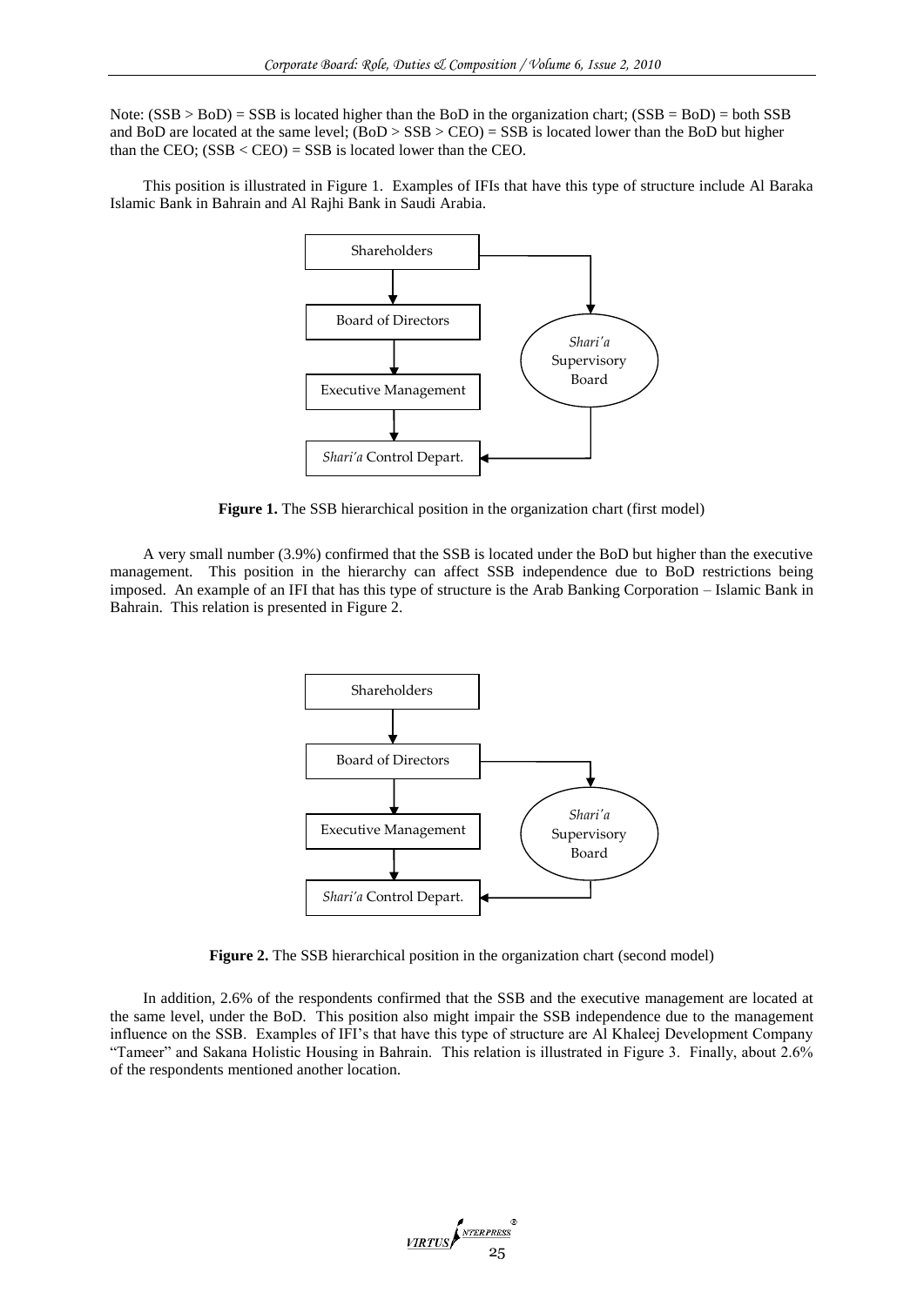Note: (SSB > BoD) = SSB is located higher than the BoD in the organization chart; (SSB = BoD) = both SSB and BoD are located at the same level; (BoD > SSB > CEO) = SSB is located lower than the BoD but higher than the CEO; (SSB < CEO) = SSB is located lower than the CEO.

This position is illustrated in Figure 1. Examples of IFIs that have this type of structure include Al Baraka Islamic Bank in Bahrain and Al Rajhi Bank in Saudi Arabia.

**Figure 1.** The SSB hierarchical position in the organization chart (first model)

A very small number (3.9%) confirmed that the SSB is located under the BoD but higher than the executive management. This position in the hierarchy can affect SSB independence due to BoD restrictions being imposed. An example of an IFI that has this type of structure is the Arab Banking Corporation – Islamic Bank in Bahrain. This relation is presented in Figure 2.

**Figure 2.** The SSB hierarchical position in the organization chart (second model)

In addition, 2.6% of the respondents confirmed that the SSB and the executive management are located at the same level, under the BoD. This position also might impair the SSB independence due to the management influence on the SSB. Examples of IFI's that have this type of structure are Al Khaleej Development Company "Tameer" and Sakana Holistic Housing in Bahrain. This relation is illustrated in Figure 3. Finally, about 2.6% of the respondents mentioned another location.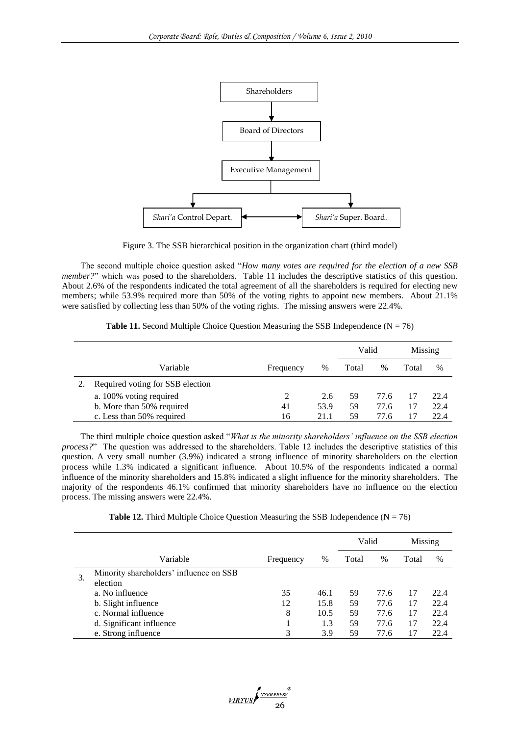Figure 3. The SSB hierarchical position in the organization chart (third model)

The second multiple choice question asked "*How many votes are required for the election of a new SSB member?*" which was posed to the shareholders. Table 11 includes the descriptive statistics of this question. About 2.6% of the respondents indicated the total agreement of all the shareholders is required for electing new members; while 53.9% required more than 50% of the voting rights to appoint new members. About 21.1% were satisfied by collecting less than 50% of the voting rights. The missing answers were 22.4%.

**Table 11.** Second Multiple Choice Question Measuring the SSB Independence (N = 76)

| | | | Valid | | Missing | |
|---|---|---|---|---|---|---|
| Variable | Frequency | % | Total | % | Total | % |
| 2. Required voting for SSB election | | | | | | |
| a. 100% voting required | 2 | 2.6 | 59 | 77.6 | 17 | 22.4 |
| b. More than 50% required | 41 | 53.9 | 59 | 77.6 | 17 | 22.4 |
| c. Less than 50% required | 16 | 21.1 | 59 | 77.6 | 17 | 22.4 |

The third multiple choice question asked "*What is the minority shareholders' influence on the SSB election process?*" The question was addressed to the shareholders. Table 12 includes the descriptive statistics of this question. A very small number (3.9%) indicated a strong influence of minority shareholders on the election process while 1.3% indicated a significant influence. About 10.5% of the respondents indicated a normal influence of the minority shareholders and 15.8% indicated a slight influence for the minority shareholders. The majority of the respondents 46.1% confirmed that minority shareholders have no influence on the election process. The missing answers were 22.4%.

**Table 12.** Third Multiple Choice Question Measuring the SSB Independence (N = 76)

| | | | Valid | | Missing | |
|---|---|---|---|---|---|---|
| Variable | Frequency | % | Total | % | Total | % |
| 3. Minority shareholders' influence on SSB election | | | | | | |
| a. No influence | 35 | 46.1 | 59 | 77.6 | 17 | 22.4 |
| b. Slight influence | 12 | 15.8 | 59 | 77.6 | 17 | 22.4 |
| c. Normal influence | 8 | 10.5 | 59 | 77.6 | 17 | 22.4 |
| d. Significant influence | 1 | 1.3 | 59 | 77.6 | 17 | 22.4 |
| e. Strong influence | 3 | 3.9 | 59 | 77.6 | 17 | 22.4 |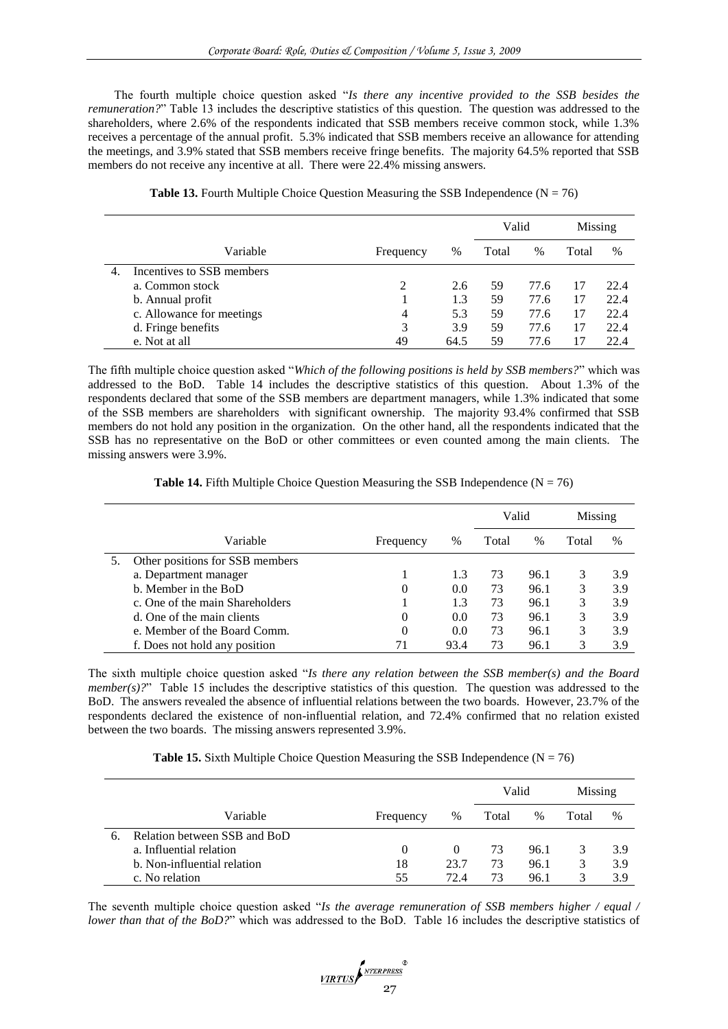The fourth multiple choice question asked "*Is there any incentive provided to the SSB besides the remuneration?*" Table 13 includes the descriptive statistics of this question. The question was addressed to the shareholders, where 2.6% of the respondents indicated that SSB members receive common stock, while 1.3% receives a percentage of the annual profit. 5.3% indicated that SSB members receive an allowance for attending the meetings, and 3.9% stated that SSB members receive fringe benefits. The majority 64.5% reported that SSB members do not receive any incentive at all. There were 22.4% missing answers.

**Table 13.** Fourth Multiple Choice Question Measuring the SSB Independence (N = 76)

| | Variable | Frequency | % | Valid Total | Valid % | Missing Total | Missing % |
|---|---|---|---|---|---|---|---|
| 4. | Incentives to SSB members | | | | | | |
| | a. Common stock | 2 | 2.6 | 59 | 77.6 | 17 | 22.4 |
| | b. Annual profit | 1 | 1.3 | 59 | 77.6 | 17 | 22.4 |
| | c. Allowance for meetings | 4 | 5.3 | 59 | 77.6 | 17 | 22.4 |
| | d. Fringe benefits | 3 | 3.9 | 59 | 77.6 | 17 | 22.4 |
| | e. Not at all | 49 | 64.5 | 59 | 77.6 | 17 | 22.4 |

The fifth multiple choice question asked "*Which of the following positions is held by SSB members?*" which was addressed to the BoD. Table 14 includes the descriptive statistics of this question. About 1.3% of the respondents declared that some of the SSB members are department managers, while 1.3% indicated that some of the SSB members are shareholders with significant ownership. The majority 93.4% confirmed that SSB members do not hold any position in the organization. On the other hand, all the respondents indicated that the SSB has no representative on the BoD or other committees or even counted among the main clients. The missing answers were 3.9%.

**Table 14.** Fifth Multiple Choice Question Measuring the SSB Independence (N = 76)

| | Variable | Frequency | % | Valid Total | Valid % | Missing Total | Missing % |
|---|---|---|---|---|---|---|---|
| 5. | Other positions for SSB members | | | | | | |
| | a. Department manager | 1 | 1.3 | 73 | 96.1 | 3 | 3.9 |
| | b. Member in the BoD | 0 | 0.0 | 73 | 96.1 | 3 | 3.9 |
| | c. One of the main Shareholders | 1 | 1.3 | 73 | 96.1 | 3 | 3.9 |
| | d. One of the main clients | 0 | 0.0 | 73 | 96.1 | 3 | 3.9 |
| | e. Member of the Board Comm. | 0 | 0.0 | 73 | 96.1 | 3 | 3.9 |
| | f. Does not hold any position | 71 | 93.4 | 73 | 96.1 | 3 | 3.9 |

The sixth multiple choice question asked "*Is there any relation between the SSB member(s) and the Board member(s)?*" Table 15 includes the descriptive statistics of this question. The question was addressed to the BoD. The answers revealed the absence of influential relations between the two boards. However, 23.7% of the respondents declared the existence of non-influential relation, and 72.4% confirmed that no relation existed between the two boards. The missing answers represented 3.9%.

**Table 15.** Sixth Multiple Choice Question Measuring the SSB Independence (N = 76)

| | Variable | Frequency | % | Valid Total | Valid % | Missing Total | Missing % |
|---|---|---|---|---|---|---|---|
| 6. | Relation between SSB and BoD | | | | | | |
| | a. Influential relation | 0 | 0 | 73 | 96.1 | 3 | 3.9 |
| | b. Non-influential relation | 18 | 23.7 | 73 | 96.1 | 3 | 3.9 |
| | c. No relation | 55 | 72.4 | 73 | 96.1 | 3 | 3.9 |

The seventh multiple choice question asked "*Is the average remuneration of SSB members higher / equal / lower than that of the BoD?*" which was addressed to the BoD. Table 16 includes the descriptive statistics of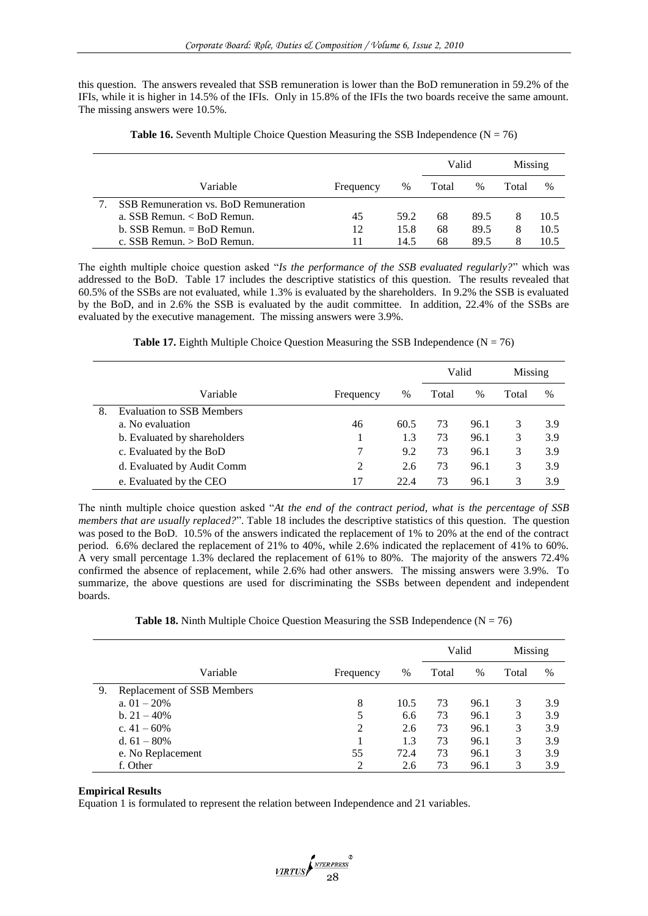this question. The answers revealed that SSB remuneration is lower than the BoD remuneration in 59.2% of the IFIs, while it is higher in 14.5% of the IFIs. Only in 15.8% of the IFIs the two boards receive the same amount. The missing answers were 10.5%.

**Table 16.** Seventh Multiple Choice Question Measuring the SSB Independence (N = 76)

| Variable | Frequency | % | Valid | | Missing | |
|---|---|---|---|---|---|---|
| | | | Total | % | Total | % |
| 7. SSB Remuneration vs. BoD Remuneration | | | | | | |
| a. SSB Remun. < BoD Remun. | 45 | 59.2 | 68 | 89.5 | 8 | 10.5 |
| b. SSB Remun. = BoD Remun. | 12 | 15.8 | 68 | 89.5 | 8 | 10.5 |
| c. SSB Remun. > BoD Remun. | 11 | 14.5 | 68 | 89.5 | 8 | 10.5 |

The eighth multiple choice question asked "*Is the performance of the SSB evaluated regularly?*" which was addressed to the BoD. Table 17 includes the descriptive statistics of this question. The results revealed that 60.5% of the SSBs are not evaluated, while 1.3% is evaluated by the shareholders. In 9.2% the SSB is evaluated by the BoD, and in 2.6% the SSB is evaluated by the audit committee. In addition, 22.4% of the SSBs are evaluated by the executive management. The missing answers were 3.9%.

**Table 17.** Eighth Multiple Choice Question Measuring the SSB Independence (N = 76)

| Variable | Frequency | % | Valid | | Missing | |
|---|---|---|---|---|---|---|
| | | | Total | % | Total | % |
| 8. Evaluation to SSB Members | | | | | | |
| a. No evaluation | 46 | 60.5 | 73 | 96.1 | 3 | 3.9 |
| b. Evaluated by shareholders | 1 | 1.3 | 73 | 96.1 | 3 | 3.9 |
| c. Evaluated by the BoD | 7 | 9.2 | 73 | 96.1 | 3 | 3.9 |
| d. Evaluated by Audit Comm | 2 | 2.6 | 73 | 96.1 | 3 | 3.9 |
| e. Evaluated by the CEO | 17 | 22.4 | 73 | 96.1 | 3 | 3.9 |

The ninth multiple choice question asked "*At the end of the contract period, what is the percentage of SSB members that are usually replaced?*". Table 18 includes the descriptive statistics of this question. The question was posed to the BoD. 10.5% of the answers indicated the replacement of 1% to 20% at the end of the contract period. 6.6% declared the replacement of 21% to 40%, while 2.6% indicated the replacement of 41% to 60%. A very small percentage 1.3% declared the replacement of 61% to 80%. The majority of the answers 72.4% confirmed the absence of replacement, while 2.6% had other answers. The missing answers were 3.9%. To summarize, the above questions are used for discriminating the SSBs between dependent and independent boards.

**Table 18.** Ninth Multiple Choice Question Measuring the SSB Independence (N = 76)

| Variable | Frequency | % | Valid | | Missing | |
|---|---|---|---|---|---|---|
| | | | Total | % | Total | % |
| 9. Replacement of SSB Members | | | | | | |
| a. 01 – 20% | 8 | 10.5 | 73 | 96.1 | 3 | 3.9 |
| b. 21 – 40% | 5 | 6.6 | 73 | 96.1 | 3 | 3.9 |
| c. 41 – 60% | 2 | 2.6 | 73 | 96.1 | 3 | 3.9 |
| d. 61 – 80% | 1 | 1.3 | 73 | 96.1 | 3 | 3.9 |
| e. No Replacement | 55 | 72.4 | 73 | 96.1 | 3 | 3.9 |
| f. Other | 2 | 2.6 | 73 | 96.1 | 3 | 3.9 |

**Empirical Results**

Equation 1 is formulated to represent the relation between Independence and 21 variables.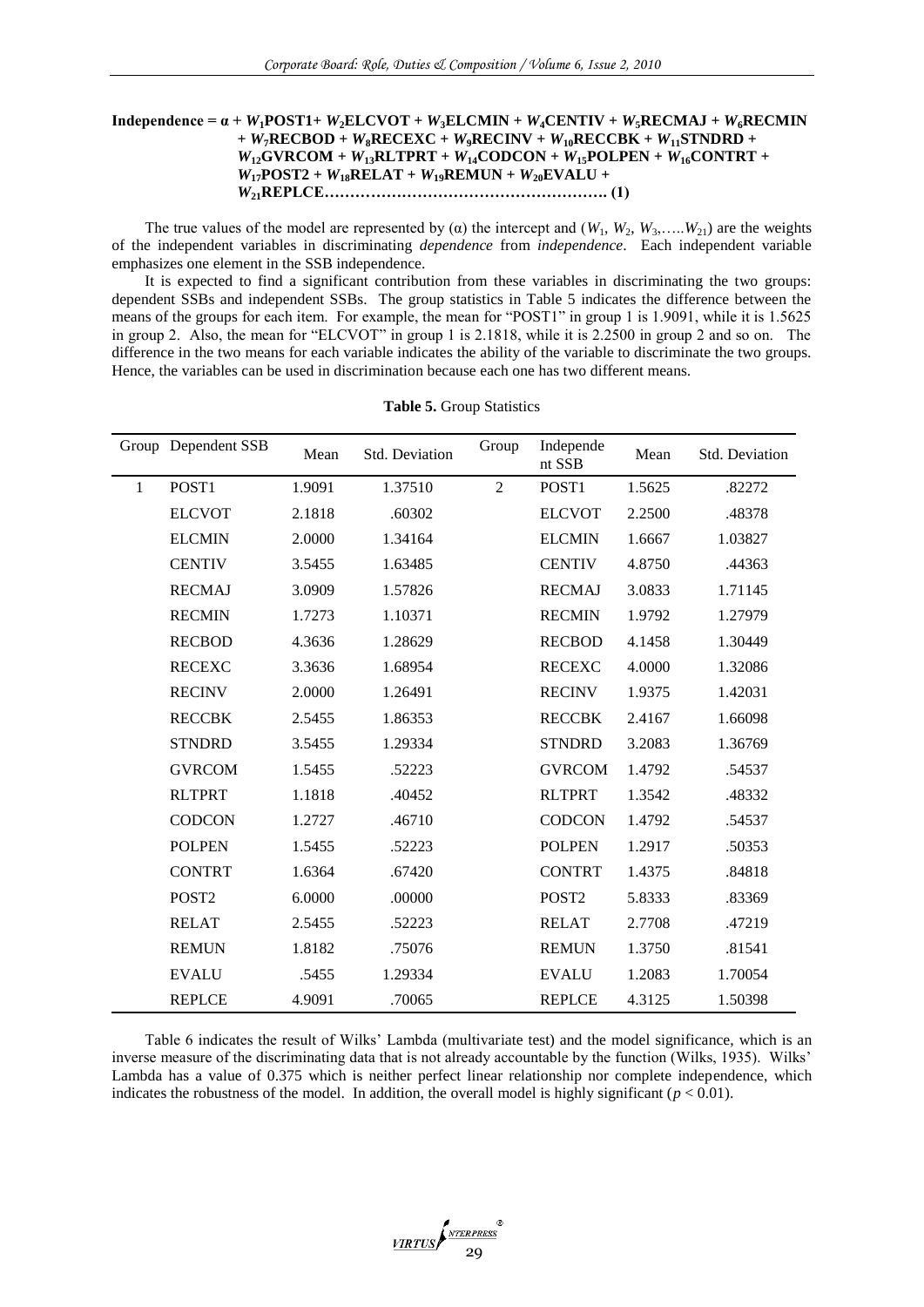**Independence = α + $W_1$POST1+ $W_2$ELCVOT + $W_3$ELCMIN + $W_4$CENTIV + $W_5$RECMAJ + $W_6$RECMIN + $W_7$RECBOD + $W_8$RECEXC + $W_9$RECINV + $W_{10}$RECCBK + $W_{11}$STNDRD + $W_{12}$GVRCOM + $W_{13}$RLTPRT + $W_{14}$CODCON + $W_{15}$POLPEN + $W_{16}$CONTRT + $W_{17}$POST2 + $W_{18}$RELAT + $W_{19}$REMUN + $W_{20}$EVALU + $W_{21}$REPLCE………………………………………………. (1)**

The true values of the model are represented by (α) the intercept and ($W_1$, $W_2$, $W_3$,…..$W_{21}$) are the weights of the independent variables in discriminating *dependence* from *independence*. Each independent variable emphasizes one element in the SSB independence.

It is expected to find a significant contribution from these variables in discriminating the two groups: dependent SSBs and independent SSBs. The group statistics in Table 5 indicates the difference between the means of the groups for each item. For example, the mean for "POST1" in group 1 is 1.9091, while it is 1.5625 in group 2. Also, the mean for "ELCVOT" in group 1 is 2.1818, while it is 2.2500 in group 2 and so on. The difference in the two means for each variable indicates the ability of the variable to discriminate the two groups. Hence, the variables can be used in discrimination because each one has two different means.

**Table 5.** Group Statistics

| Group | Dependent SSB | Mean | Std. Deviation | Group | Independent SSB | Mean | Std. Deviation |
|---|---|---|---|---|---|---|---|
| 1 | POST1 | 1.9091 | 1.37510 | 2 | POST1 | 1.5625 | .82272 |
| | ELCVOT | 2.1818 | .60302 | | ELCVOT | 2.2500 | .48378 |
| | ELCMIN | 2.0000 | 1.34164 | | ELCMIN | 1.6667 | 1.03827 |
| | CENTIV | 3.5455 | 1.63485 | | CENTIV | 4.8750 | .44363 |
| | RECMAJ | 3.0909 | 1.57826 | | RECMAJ | 3.0833 | 1.71145 |
| | RECMIN | 1.7273 | 1.10371 | | RECMIN | 1.9792 | 1.27979 |
| | RECBOD | 4.3636 | 1.28629 | | RECBOD | 4.1458 | 1.30449 |
| | RECEXC | 3.3636 | 1.68954 | | RECEXC | 4.0000 | 1.32086 |
| | RECINV | 2.0000 | 1.26491 | | RECINV | 1.9375 | 1.42031 |
| | RECCBK | 2.5455 | 1.86353 | | RECCBK | 2.4167 | 1.66098 |
| | STNDRD | 3.5455 | 1.29334 | | STNDRD | 3.2083 | 1.36769 |
| | GVRCOM | 1.5455 | .52223 | | GVRCOM | 1.4792 | .54537 |
| | RLTPRT | 1.1818 | .40452 | | RLTPRT | 1.3542 | .48332 |
| | CODCON | 1.2727 | .46710 | | CODCON | 1.4792 | .54537 |
| | POLPEN | 1.5455 | .52223 | | POLPEN | 1.2917 | .50353 |
| | CONTRT | 1.6364 | .67420 | | CONTRT | 1.4375 | .84818 |
| | POST2 | 6.0000 | .00000 | | POST2 | 5.8333 | .83369 |
| | RELAT | 2.5455 | .52223 | | RELAT | 2.7708 | .47219 |
| | REMUN | 1.8182 | .75076 | | REMUN | 1.3750 | .81541 |
| | EVALU | .5455 | 1.29334 | | EVALU | 1.2083 | 1.70054 |
| | REPLCE | 4.9091 | .70065 | | REPLCE | 4.3125 | 1.50398 |

Table 6 indicates the result of Wilks' Lambda (multivariate test) and the model significance, which is an inverse measure of the discriminating data that is not already accountable by the function (Wilks, 1935). Wilks' Lambda has a value of 0.375 which is neither perfect linear relationship nor complete independence, which indicates the robustness of the model. In addition, the overall model is highly significant ($p < 0.01$).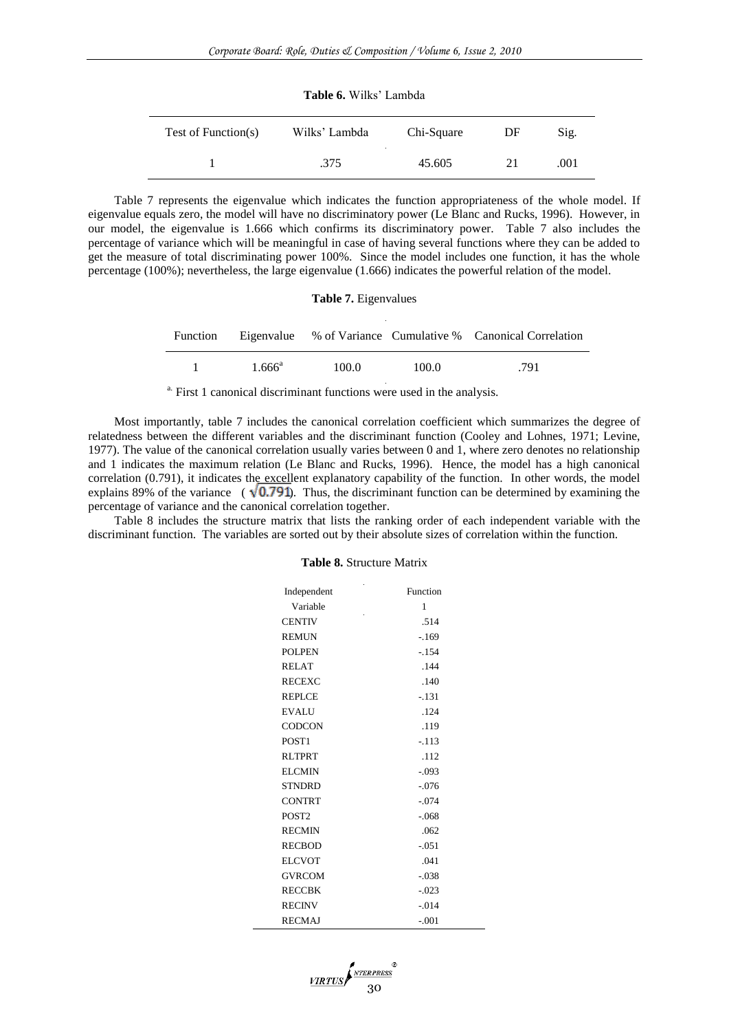**Table 6.** Wilks' Lambda

| Test of Function(s) | Wilks' Lambda | Chi-Square | DF | Sig. |
|---|---|---|---|---|
| 1 | .375 | 45.605 | 21 | .001 |

Table 7 represents the eigenvalue which indicates the function appropriateness of the whole model. If eigenvalue equals zero, the model will have no discriminatory power (Le Blanc and Rucks, 1996). However, in our model, the eigenvalue is 1.666 which confirms its discriminatory power. Table 7 also includes the percentage of variance which will be meaningful in case of having several functions where they can be added to get the measure of total discriminating power 100%. Since the model includes one function, it has the whole percentage (100%); nevertheless, the large eigenvalue (1.666) indicates the powerful relation of the model.

**Table 7.** Eigenvalues

| Function | Eigenvalue | % of Variance | Cumulative % | Canonical Correlation |
|---|---|---|---|---|
| 1 | 1.666[a] | 100.0 | 100.0 | .791 |

[a] First 1 canonical discriminant functions were used in the analysis.

Most importantly, table 7 includes the canonical correlation coefficient which summarizes the degree of relatedness between the different variables and the discriminant function (Cooley and Lohnes, 1971; Levine, 1977). The value of the canonical correlation usually varies between 0 and 1, where zero denotes no relationship and 1 indicates the maximum relation (Le Blanc and Rucks, 1996). Hence, the model has a high canonical correlation (0.791), it indicates the excellent explanatory capability of the function. In other words, the model explains 89% of the variance ( $\sqrt{0.791}$). Thus, the discriminant function can be determined by examining the percentage of variance and the canonical correlation together.

Table 8 includes the structure matrix that lists the ranking order of each independent variable with the discriminant function. The variables are sorted out by their absolute sizes of correlation within the function.

**Table 8.** Structure Matrix

| Independent Variable | Function 1 |
|---|---|
| CENTIV | .514 |
| REMUN | -.169 |
| POLPEN | -.154 |
| RELAT | .144 |
| RECEXC | .140 |
| REPLCE | -.131 |
| EVALU | .124 |
| CODCON | .119 |
| POST1 | -.113 |
| RLTPRT | .112 |
| ELCMIN | -.093 |
| STNDRD | -.076 |
| CONTRT | -.074 |
| POST2 | -.068 |
| RECMIN | .062 |
| RECBOD | -.051 |
| ELCVOT | .041 |
| GVRCOM | -.038 |
| RECCBK | -.023 |
| RECINV | -.014 |
| RECMAJ | -.001 |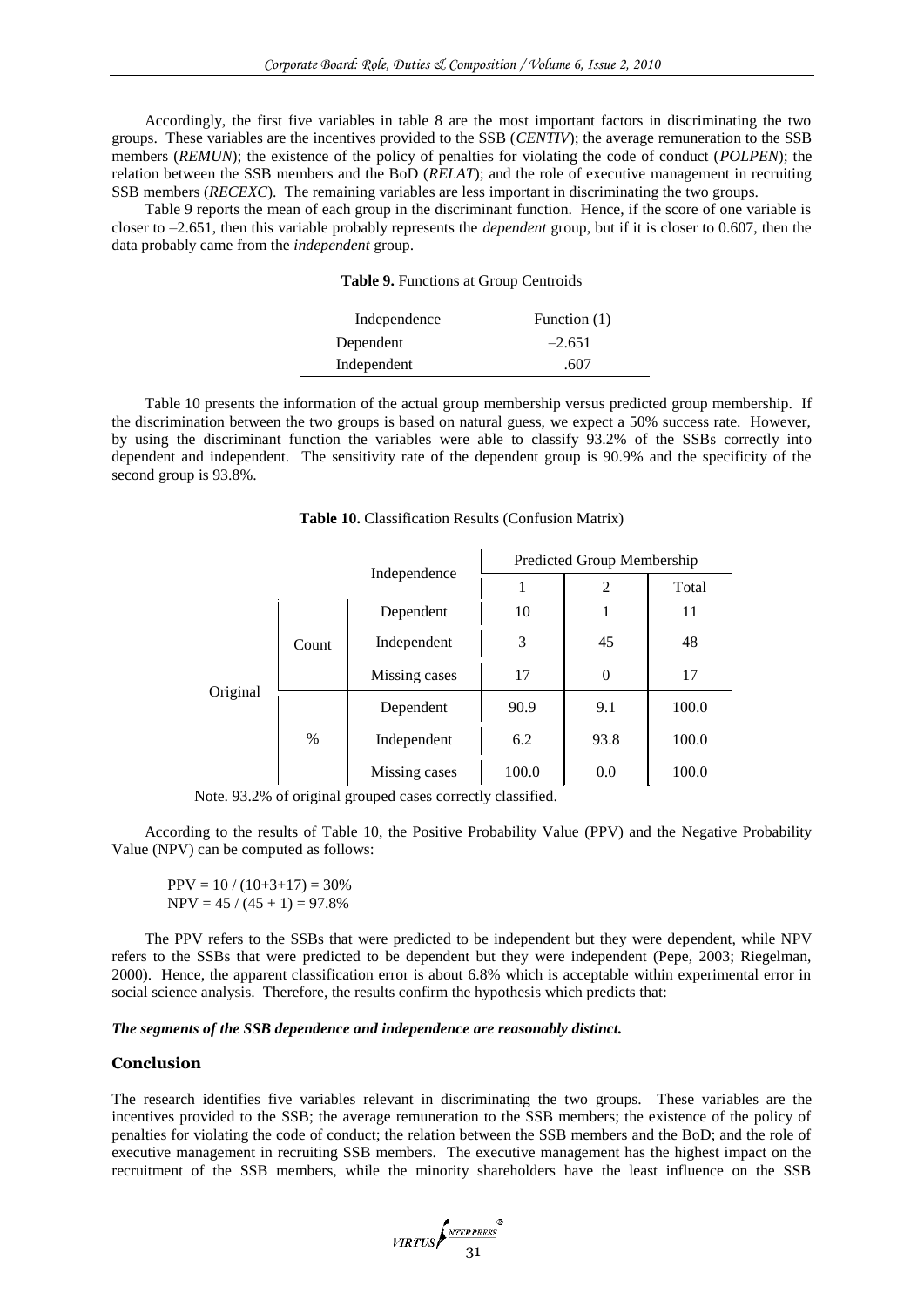Accordingly, the first five variables in table 8 are the most important factors in discriminating the two groups. These variables are the incentives provided to the SSB (*CENTIV*); the average remuneration to the SSB members (*REMUN*); the existence of the policy of penalties for violating the code of conduct (*POLPEN*); the relation between the SSB members and the BoD (*RELAT*); and the role of executive management in recruiting SSB members (*RECEXC*). The remaining variables are less important in discriminating the two groups.

Table 9 reports the mean of each group in the discriminant function. Hence, if the score of one variable is closer to –2.651, then this variable probably represents the *dependent* group, but if it is closer to 0.607, then the data probably came from the *independent* group.

**Table 9.** Functions at Group Centroids

| Independence | Function (1) |
|---|---|
| Dependent | –2.651 |
| Independent | .607 |

Table 10 presents the information of the actual group membership versus predicted group membership. If the discrimination between the two groups is based on natural guess, we expect a 50% success rate. However, by using the discriminant function the variables were able to classify 93.2% of the SSBs correctly into dependent and independent. The sensitivity rate of the dependent group is 90.9% and the specificity of the second group is 93.8%.

**Table 10.** Classification Results (Confusion Matrix)

| | | Independence | Predicted Group Membership | | |
|---|---|---|---|---|---|
| | | | 1 | 2 | Total |
| Original | Count | Dependent | 10 | 1 | 11 |
| | | Independent | 3 | 45 | 48 |
| | | Missing cases | 17 | 0 | 17 |
| | % | Dependent | 90.9 | 9.1 | 100.0 |
| | | Independent | 6.2 | 93.8 | 100.0 |
| | | Missing cases | 100.0 | 0.0 | 100.0 |

Note. 93.2% of original grouped cases correctly classified.

According to the results of Table 10, the Positive Probability Value (PPV) and the Negative Probability Value (NPV) can be computed as follows:

PPV = 10 / (10+3+17) = 30%
NPV = 45 / (45 + 1) = 97.8%

The PPV refers to the SSBs that were predicted to be independent but they were dependent, while NPV refers to the SSBs that were predicted to be dependent but they were independent (Pepe, 2003; Riegelman, 2000). Hence, the apparent classification error is about 6.8% which is acceptable within experimental error in social science analysis. Therefore, the results confirm the hypothesis which predicts that:

***The segments of the SSB dependence and independence are reasonably distinct.***

## Conclusion

The research identifies five variables relevant in discriminating the two groups. These variables are the incentives provided to the SSB; the average remuneration to the SSB members; the existence of the policy of penalties for violating the code of conduct; the relation between the SSB members and the BoD; and the role of executive management in recruiting SSB members. The executive management has the highest impact on the recruitment of the SSB members, while the minority shareholders have the least influence on the SSB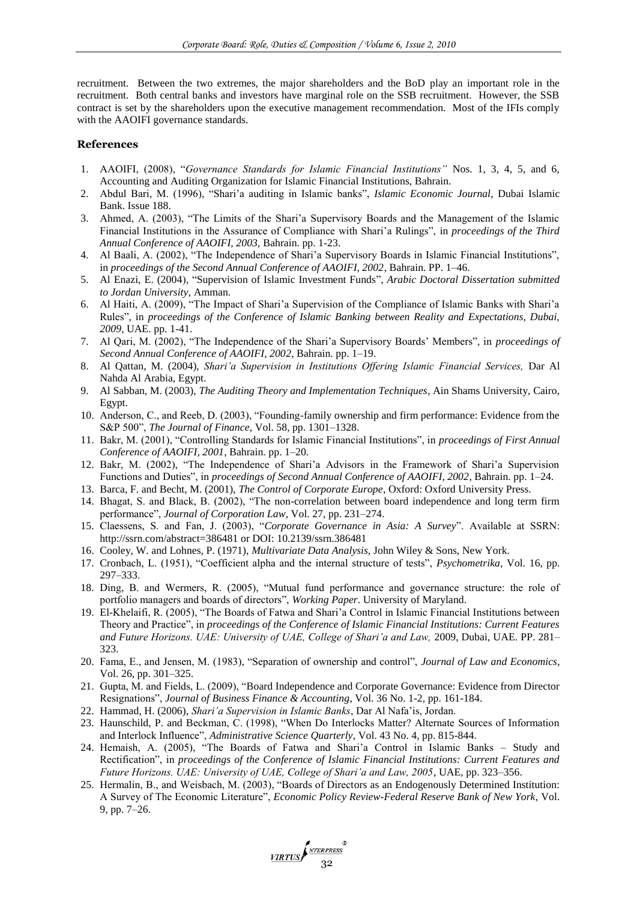recruitment. Between the two extremes, the major shareholders and the BoD play an important role in the recruitment. Both central banks and investors have marginal role on the SSB recruitment. However, the SSB contract is set by the shareholders upon the executive management recommendation. Most of the IFIs comply with the AAOIFI governance standards.

## References

1. AAOIFI, (2008), "*Governance Standards for Islamic Financial Institutions*" Nos. 1, 3, 4, 5, and 6, Accounting and Auditing Organization for Islamic Financial Institutions, Bahrain.
2. Abdul Bari, M. (1996), "Shari'a auditing in Islamic banks", *Islamic Economic Journal*, Dubai Islamic Bank. Issue 188.
3. Ahmed, A. (2003), "The Limits of the Shari'a Supervisory Boards and the Management of the Islamic Financial Institutions in the Assurance of Compliance with Shari'a Rulings", in *proceedings of the Third Annual Conference of AAOIFI, 2003,* Bahrain. pp. 1-23.
4. Al Baali, A. (2002), "The Independence of Shari'a Supervisory Boards in Islamic Financial Institutions", in *proceedings of the Second Annual Conference of AAOIFI, 2002*, Bahrain. PP. 1–46.
5. Al Enazi, E. (2004), "Supervision of Islamic Investment Funds", *Arabic Doctoral Dissertation submitted to Jordan University*, Amman.
6. Al Haiti, A. (2009), "The Impact of Shari'a Supervision of the Compliance of Islamic Banks with Shari'a Rules", in *proceedings of the Conference of Islamic Banking between Reality and Expectations, Dubai, 2009,* UAE. pp. 1-41.
7. Al Qari, M. (2002), "The Independence of the Shari'a Supervisory Boards' Members", in *proceedings of Second Annual Conference of AAOIFI, 2002*, Bahrain. pp. 1–19.
8. Al Qattan, M. (2004), *Shari'a Supervision in Institutions Offering Islamic Financial Services,* Dar Al Nahda Al Arabia, Egypt.
9. Al Sabban, M. (2003), *The Auditing Theory and Implementation Techniques*, Ain Shams University, Cairo, Egypt.
10. Anderson, C., and Reeb, D. (2003), "Founding-family ownership and firm performance: Evidence from the S&P 500", *The Journal of Finance*, Vol. 58, pp. 1301–1328.
11. Bakr, M. (2001), "Controlling Standards for Islamic Financial Institutions", in *proceedings of First Annual Conference of AAOIFI, 2001*, Bahrain. pp. 1–20.
12. Bakr, M. (2002), "The Independence of Shari'a Advisors in the Framework of Shari'a Supervision Functions and Duties", in *proceedings of Second Annual Conference of AAOIFI, 2002*, Bahrain. pp. 1–24.
13. Barca, F. and Becht, M. (2001), *The Control of Corporate Europe*, Oxford: Oxford University Press.
14. Bhagat, S. and Black, B. (2002), "The non-correlation between board independence and long term firm performance", *Journal of Corporation Law*, Vol. 27, pp. 231–274.
15. Claessens, S. and Fan, J. (2003), "*Corporate Governance in Asia: A Survey*". Available at SSRN: http://ssrn.com/abstract=386481 or DOI: 10.2139/ssrn.386481
16. Cooley, W. and Lohnes, P. (1971), *Multivariate Data Analysis*, John Wiley & Sons, New York.
17. Cronbach, L. (1951), "Coefficient alpha and the internal structure of tests", *Psychometrika*, Vol. 16, pp. 297–333.
18. Ding, B. and Wermers, R. (2005), "Mutual fund performance and governance structure: the role of portfolio managers and boards of directors", *Working Paper*. University of Maryland.
19. El-Khelaifi, R. (2005), "The Boards of Fatwa and Shari'a Control in Islamic Financial Institutions between Theory and Practice", in *proceedings of the Conference of Islamic Financial Institutions: Current Features and Future Horizons. UAE: University of UAE, College of Shari'a and Law,* 2009, Dubai, UAE. PP. 281–323.
20. Fama, E., and Jensen, M. (1983), "Separation of ownership and control", *Journal of Law and Economics*, Vol. 26, pp. 301–325.
21. Gupta, M. and Fields, L. (2009), "Board Independence and Corporate Governance: Evidence from Director Resignations", *Journal of Business Finance & Accounting*, Vol. 36 No. 1-2, pp. 161-184.
22. Hammad, H. (2006), *Shari'a Supervision in Islamic Banks*, Dar Al Nafa'is, Jordan.
23. Haunschild, P. and Beckman, C. (1998), "When Do Interlocks Matter? Alternate Sources of Information and Interlock Influence", *Administrative Science Quarterly*, Vol. 43 No. 4, pp. 815-844.
24. Hemaish, A. (2005), "The Boards of Fatwa and Shari'a Control in Islamic Banks – Study and Rectification", in *proceedings of the Conference of Islamic Financial Institutions: Current Features and Future Horizons. UAE: University of UAE, College of Shari'a and Law, 2005*, UAE, pp. 323–356.
25. Hermalin, B., and Weisbach, M. (2003), "Boards of Directors as an Endogenously Determined Institution: A Survey of The Economic Literature", *Economic Policy Review-Federal Reserve Bank of New York*, Vol. 9, pp. 7–26.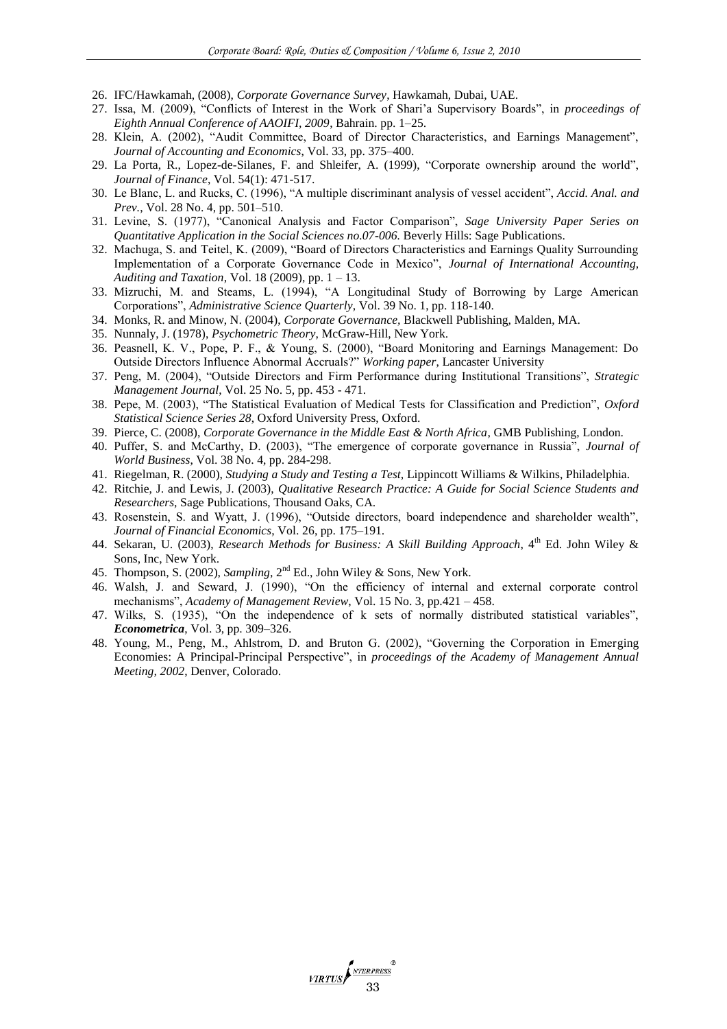26. IFC/Hawkamah, (2008), *Corporate Governance Survey*, Hawkamah, Dubai, UAE.
27. Issa, M. (2009), "Conflicts of Interest in the Work of Shari'a Supervisory Boards", in *proceedings of Eighth Annual Conference of AAOIFI, 2009*, Bahrain. pp. 1–25.
28. Klein, A. (2002), "Audit Committee, Board of Director Characteristics, and Earnings Management", *Journal of Accounting and Economics*, Vol. 33, pp. 375–400.
29. La Porta, R., Lopez-de-Silanes, F. and Shleifer, A. (1999), "Corporate ownership around the world", *Journal of Finance*, Vol. 54(1): 471-517.
30. Le Blanc, L. and Rucks, C. (1996), "A multiple discriminant analysis of vessel accident", *Accid. Anal. and Prev.*, Vol. 28 No. 4, pp. 501–510.
31. Levine, S. (1977), "Canonical Analysis and Factor Comparison", *Sage University Paper Series on Quantitative Application in the Social Sciences no.07-006.* Beverly Hills: Sage Publications.
32. Machuga, S. and Teitel, K. (2009), "Board of Directors Characteristics and Earnings Quality Surrounding Implementation of a Corporate Governance Code in Mexico", *Journal of International Accounting, Auditing and Taxation*, Vol. 18 (2009), pp. 1 – 13.
33. Mizruchi, M. and Steams, L. (1994), "A Longitudinal Study of Borrowing by Large American Corporations", *Administrative Science Quarterly*, Vol. 39 No. 1, pp. 118-140.
34. Monks, R. and Minow, N. (2004), *Corporate Governance*, Blackwell Publishing, Malden, MA.
35. Nunnaly, J. (1978), *Psychometric Theory*, McGraw-Hill, New York.
36. Peasnell, K. V., Pope, P. F., & Young, S. (2000), "Board Monitoring and Earnings Management: Do Outside Directors Influence Abnormal Accruals?" *Working paper*, Lancaster University
37. Peng, M. (2004), "Outside Directors and Firm Performance during Institutional Transitions", *Strategic Management Journal*, Vol. 25 No. 5, pp. 453 - 471.
38. Pepe, M. (2003), "The Statistical Evaluation of Medical Tests for Classification and Prediction", *Oxford Statistical Science Series 28*, Oxford University Press, Oxford.
39. Pierce, C. (2008), *Corporate Governance in the Middle East & North Africa*, GMB Publishing, London.
40. Puffer, S. and McCarthy, D. (2003), "The emergence of corporate governance in Russia", *Journal of World Business*, Vol. 38 No. 4, pp. 284-298.
41. Riegelman, R. (2000), *Studying a Study and Testing a Test*, Lippincott Williams & Wilkins, Philadelphia.
42. Ritchie, J. and Lewis, J. (2003), *Qualitative Research Practice: A Guide for Social Science Students and Researchers*, Sage Publications, Thousand Oaks, CA.
43. Rosenstein, S. and Wyatt, J. (1996), "Outside directors, board independence and shareholder wealth", *Journal of Financial Economics*, Vol. 26, pp. 175–191.
44. Sekaran, U. (2003), *Research Methods for Business: A Skill Building Approach*, 4th Ed. John Wiley & Sons, Inc, New York.
45. Thompson, S. (2002), *Sampling*, 2nd Ed., John Wiley & Sons, New York.
46. Walsh, J. and Seward, J. (1990), "On the efficiency of internal and external corporate control mechanisms", *Academy of Management Review*, Vol. 15 No. 3, pp.421 – 458.
47. Wilks, S. (1935), "On the independence of k sets of normally distributed statistical variables", ***Econometrica***, Vol. 3, pp. 309–326.
48. Young, M., Peng, M., Ahlstrom, D. and Bruton G. (2002), "Governing the Corporation in Emerging Economies: A Principal-Principal Perspective", in *proceedings of the Academy of Management Annual Meeting, 2002*, Denver, Colorado.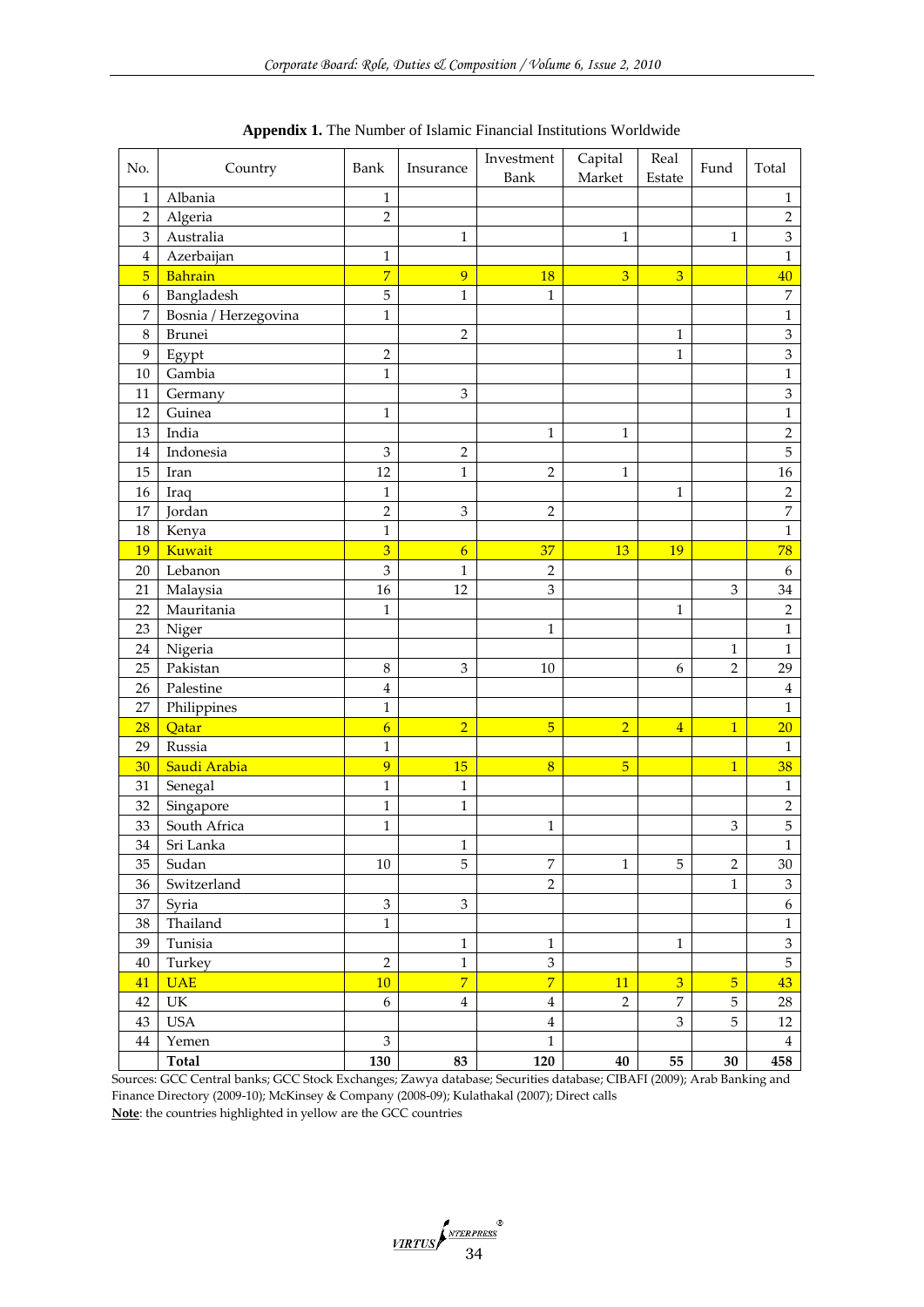**Appendix 1.** The Number of Islamic Financial Institutions Worldwide

| No. | Country | Bank | Insurance | Investment Bank | Capital Market | Real Estate | Fund | Total |
|---|---|---|---|---|---|---|---|---|
| 1 | Albania | 1 | | | | | | 1 |
| 2 | Algeria | 2 | | | | | | 2 |
| 3 | Australia | | 1 | | 1 | | 1 | 3 |
| 4 | Azerbaijan | 1 | | | | | | 1 |
| 5 | Bahrain | 7 | 9 | 18 | 3 | 3 | | 40 |
| 6 | Bangladesh | 5 | 1 | 1 | | | | 7 |
| 7 | Bosnia / Herzegovina | 1 | | | | | | 1 |
| 8 | Brunei | | 2 | | | 1 | | 3 |
| 9 | Egypt | 2 | | | | 1 | | 3 |
| 10 | Gambia | 1 | | | | | | 1 |
| 11 | Germany | | 3 | | | | | 3 |
| 12 | Guinea | 1 | | | | | | 1 |
| 13 | India | | | 1 | 1 | | | 2 |
| 14 | Indonesia | 3 | 2 | | | | | 5 |
| 15 | Iran | 12 | 1 | 2 | 1 | | | 16 |
| 16 | Iraq | 1 | | | | 1 | | 2 |
| 17 | Jordan | 2 | 3 | 2 | | | | 7 |
| 18 | Kenya | 1 | | | | | | 1 |
| 19 | Kuwait | 3 | 6 | 37 | 13 | 19 | | 78 |
| 20 | Lebanon | 3 | 1 | 2 | | | | 6 |
| 21 | Malaysia | 16 | 12 | 3 | | | 3 | 34 |
| 22 | Mauritania | 1 | | | | 1 | | 2 |
| 23 | Niger | | | 1 | | | | 1 |
| 24 | Nigeria | | | | | | 1 | 1 |
| 25 | Pakistan | 8 | 3 | 10 | | 6 | 2 | 29 |
| 26 | Palestine | 4 | | | | | | 4 |
| 27 | Philippines | 1 | | | | | | 1 |
| 28 | Qatar | 6 | 2 | 5 | 2 | 4 | 1 | 20 |
| 29 | Russia | 1 | | | | | | 1 |
| 30 | Saudi Arabia | 9 | 15 | 8 | 5 | | 1 | 38 |
| 31 | Senegal | 1 | 1 | | | | | 1 |
| 32 | Singapore | 1 | 1 | | | | | 2 |
| 33 | South Africa | 1 | | 1 | | | 3 | 5 |
| 34 | Sri Lanka | | 1 | | | | | 1 |
| 35 | Sudan | 10 | 5 | 7 | 1 | 5 | 2 | 30 |
| 36 | Switzerland | | | 2 | | | 1 | 3 |
| 37 | Syria | 3 | 3 | | | | | 6 |
| 38 | Thailand | 1 | | | | | | 1 |
| 39 | Tunisia | | 1 | 1 | | 1 | | 3 |
| 40 | Turkey | 2 | 1 | 3 | | | | 5 |
| 41 | UAE | 10 | 7 | 7 | 11 | 3 | 5 | 43 |
| 42 | UK | 6 | 4 | 4 | 2 | 7 | 5 | 28 |
| 43 | USA | | | 4 | | 3 | 5 | 12 |
| 44 | Yemen | 3 | | 1 | | | | 4 |
| | **Total** | **130** | **83** | **120** | **40** | **55** | **30** | **458** |

Sources: GCC Central banks; GCC Stock Exchanges; Zawya database; Securities database; CIBAFI (2009); Arab Banking and Finance Directory (2009-10); McKinsey & Company (2008-09); Kulathakal (2007); Direct calls

**Note**: the countries highlighted in yellow are the GCC countries